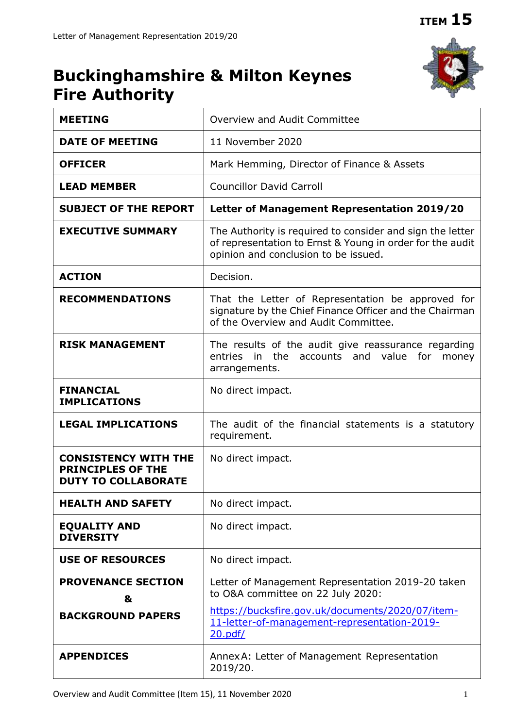ITEM 15

# Buckinghamshire & Milton Keynes Fire Authority

| MEETING | Overview and Audit Committee |
|---|---|
| DATE OF MEETING | 11 November 2020 |
| OFFICER | Mark Hemming, Director of Finance & Assets |
| LEAD MEMBER | Councillor David Carroll |
| SUBJECT OF THE REPORT | **Letter of Management Representation 2019/20** |
| EXECUTIVE SUMMARY | The Authority is required to consider and sign the letter of representation to Ernst & Young in order for the audit opinion and conclusion to be issued. |
| ACTION | Decision. |
| RECOMMENDATIONS | That the Letter of Representation be approved for signature by the Chief Finance Officer and the Chairman of the Overview and Audit Committee. |
| RISK MANAGEMENT | The results of the audit give reassurance regarding entries in the accounts and value for money arrangements. |
| FINANCIAL IMPLICATIONS | No direct impact. |
| LEGAL IMPLICATIONS | The audit of the financial statements is a statutory requirement. |
| CONSISTENCY WITH THE PRINCIPLES OF THE DUTY TO COLLABORATE | No direct impact. |
| HEALTH AND SAFETY | No direct impact. |
| EQUALITY AND DIVERSITY | No direct impact. |
| USE OF RESOURCES | No direct impact. |
| PROVENANCE SECTION & BACKGROUND PAPERS | Letter of Management Representation 2019-20 taken to O&A committee on 22 July 2020: https://bucksfire.gov.uk/documents/2020/07/item-11-letter-of-management-representation-2019-20.pdf/ |
| APPENDICES | Annex A: Letter of Management Representation 2019/20. |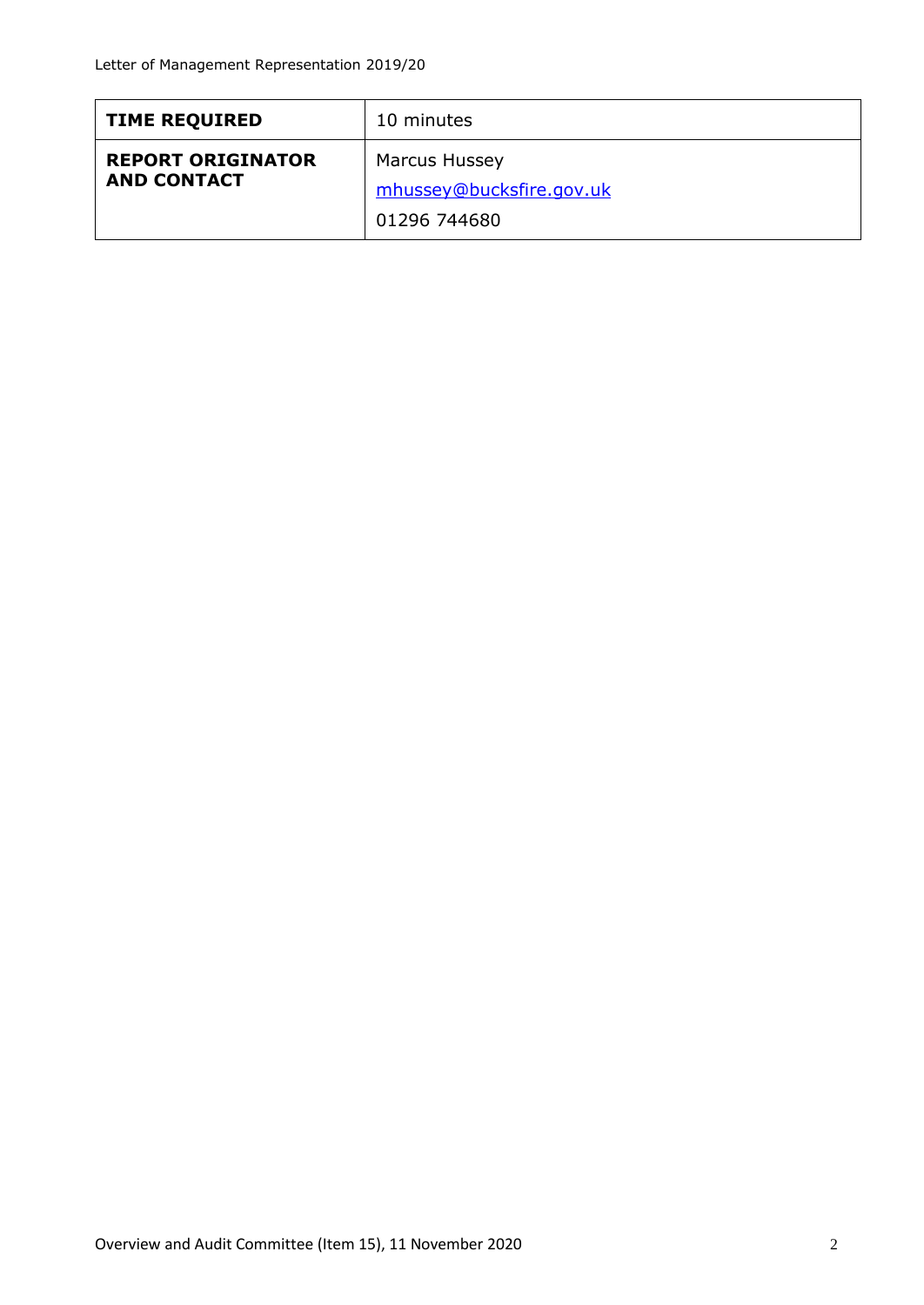| **TIME REQUIRED** | 10 minutes |
|---|---|
| **REPORT ORIGINATOR AND CONTACT** | Marcus Hussey<br>mhussey@bucksfire.gov.uk<br>01296 744680 |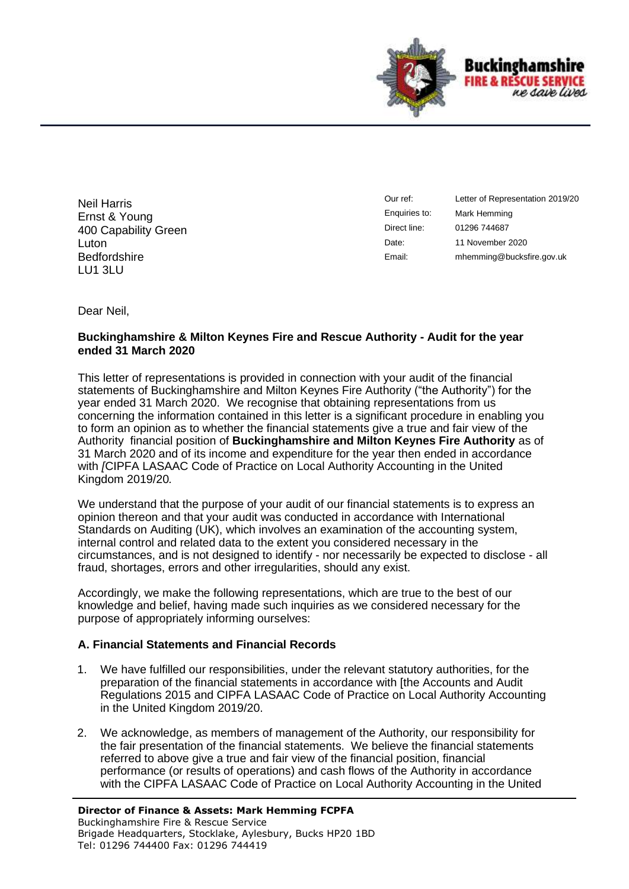Neil Harris
Ernst & Young
400 Capability Green
Luton
Bedfordshire
LU1 3LU

| | |
|---|---|
| Our ref: | Letter of Representation 2019/20 |
| Enquiries to: | Mark Hemming |
| Direct line: | 01296 744687 |
| Date: | 11 November 2020 |
| Email: | mhemming@bucksfire.gov.uk |

Dear Neil,

**Buckinghamshire & Milton Keynes Fire and Rescue Authority - Audit for the year ended 31 March 2020**

This letter of representations is provided in connection with your audit of the financial statements of Buckinghamshire and Milton Keynes Fire Authority ("the Authority") for the year ended 31 March 2020. We recognise that obtaining representations from us concerning the information contained in this letter is a significant procedure in enabling you to form an opinion as to whether the financial statements give a true and fair view of the Authority financial position of **Buckinghamshire and Milton Keynes Fire Authority** as of 31 March 2020 and of its income and expenditure for the year then ended in accordance with *[*CIPFA LASAAC Code of Practice on Local Authority Accounting in the United Kingdom 2019/20*.*

We understand that the purpose of your audit of our financial statements is to express an opinion thereon and that your audit was conducted in accordance with International Standards on Auditing (UK), which involves an examination of the accounting system, internal control and related data to the extent you considered necessary in the circumstances, and is not designed to identify - nor necessarily be expected to disclose - all fraud, shortages, errors and other irregularities, should any exist.

Accordingly, we make the following representations, which are true to the best of our knowledge and belief, having made such inquiries as we considered necessary for the purpose of appropriately informing ourselves:

**A. Financial Statements and Financial Records**

1. We have fulfilled our responsibilities, under the relevant statutory authorities, for the preparation of the financial statements in accordance with [the Accounts and Audit Regulations 2015 and CIPFA LASAAC Code of Practice on Local Authority Accounting in the United Kingdom 2019/20.

2. We acknowledge, as members of management of the Authority, our responsibility for the fair presentation of the financial statements. We believe the financial statements referred to above give a true and fair view of the financial position, financial performance (or results of operations) and cash flows of the Authority in accordance with the CIPFA LASAAC Code of Practice on Local Authority Accounting in the United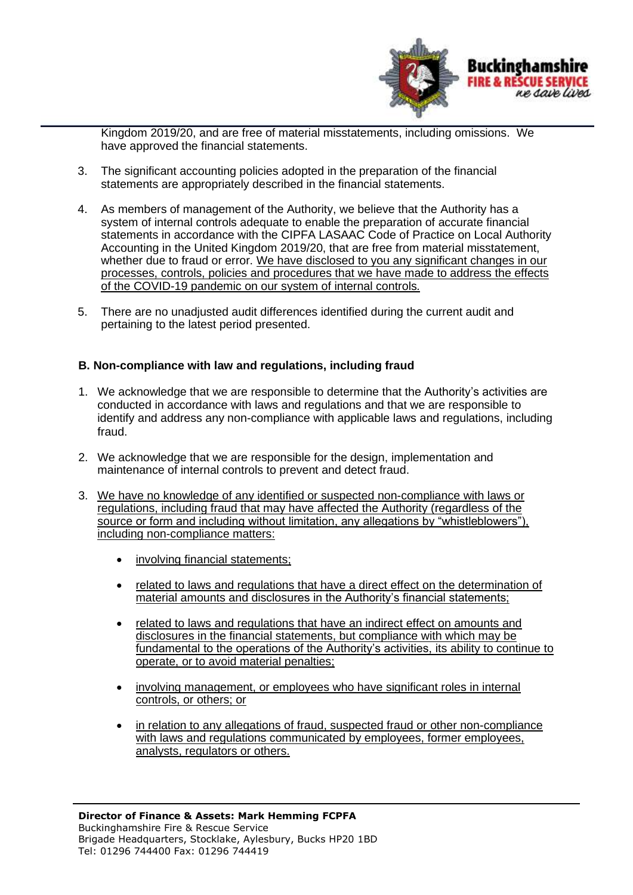Kingdom 2019/20, and are free of material misstatements, including omissions. We have approved the financial statements.

3. The significant accounting policies adopted in the preparation of the financial statements are appropriately described in the financial statements.

4. As members of management of the Authority, we believe that the Authority has a system of internal controls adequate to enable the preparation of accurate financial statements in accordance with the CIPFA LASAAC Code of Practice on Local Authority Accounting in the United Kingdom 2019/20, that are free from material misstatement, whether due to fraud or error. We have disclosed to you any significant changes in our processes, controls, policies and procedures that we have made to address the effects of the COVID-19 pandemic on our system of internal controls.

5. There are no unadjusted audit differences identified during the current audit and pertaining to the latest period presented.

**B. Non-compliance with law and regulations, including fraud**

1. We acknowledge that we are responsible to determine that the Authority's activities are conducted in accordance with laws and regulations and that we are responsible to identify and address any non-compliance with applicable laws and regulations, including fraud.

2. We acknowledge that we are responsible for the design, implementation and maintenance of internal controls to prevent and detect fraud.

3. We have no knowledge of any identified or suspected non-compliance with laws or regulations, including fraud that may have affected the Authority (regardless of the source or form and including without limitation, any allegations by "whistleblowers"), including non-compliance matters:

    - involving financial statements;
    - related to laws and regulations that have a direct effect on the determination of material amounts and disclosures in the Authority's financial statements;
    - related to laws and regulations that have an indirect effect on amounts and disclosures in the financial statements, but compliance with which may be fundamental to the operations of the Authority's activities, its ability to continue to operate, or to avoid material penalties;
    - involving management, or employees who have significant roles in internal controls, or others; or
    - in relation to any allegations of fraud, suspected fraud or other non-compliance with laws and regulations communicated by employees, former employees, analysts, regulators or others.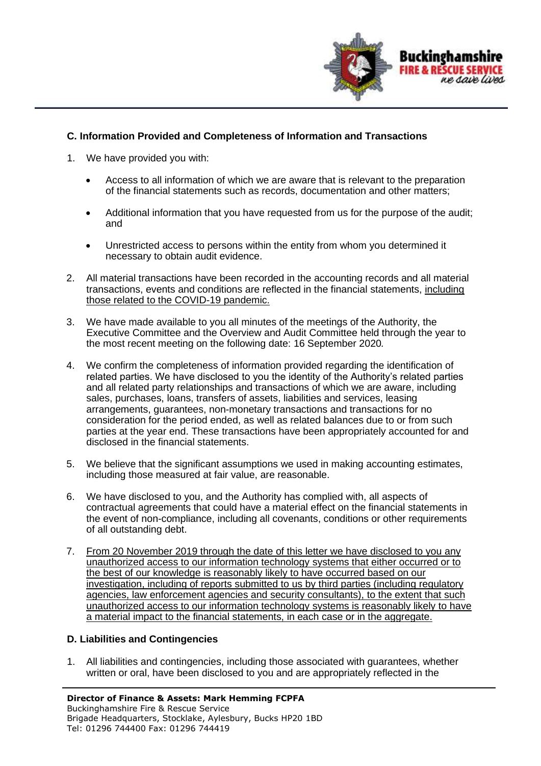### C. Information Provided and Completeness of Information and Transactions

1. We have provided you with:

   - Access to all information of which we are aware that is relevant to the preparation of the financial statements such as records, documentation and other matters;
   - Additional information that you have requested from us for the purpose of the audit; and
   - Unrestricted access to persons within the entity from whom you determined it necessary to obtain audit evidence.

2. All material transactions have been recorded in the accounting records and all material transactions, events and conditions are reflected in the financial statements, <u>including those related to the COVID-19 pandemic.</u>

3. We have made available to you all minutes of the meetings of the Authority, the Executive Committee and the Overview and Audit Committee held through the year to the most recent meeting on the following date: 16 September 2020*.*

4. We confirm the completeness of information provided regarding the identification of related parties. We have disclosed to you the identity of the Authority's related parties and all related party relationships and transactions of which we are aware, including sales, purchases, loans, transfers of assets, liabilities and services, leasing arrangements, guarantees, non-monetary transactions and transactions for no consideration for the period ended, as well as related balances due to or from such parties at the year end. These transactions have been appropriately accounted for and disclosed in the financial statements.

5. We believe that the significant assumptions we used in making accounting estimates, including those measured at fair value, are reasonable.

6. We have disclosed to you, and the Authority has complied with, all aspects of contractual agreements that could have a material effect on the financial statements in the event of non-compliance, including all covenants, conditions or other requirements of all outstanding debt.

7. <u>From 20 November 2019 through the date of this letter we have disclosed to you any unauthorized access to our information technology systems that either occurred or to the best of our knowledge is reasonably likely to have occurred based on our investigation, including of reports submitted to us by third parties (including regulatory agencies, law enforcement agencies and security consultants), to the extent that such unauthorized access to our information technology systems is reasonably likely to have a material impact to the financial statements, in each case or in the aggregate.</u>

### D. Liabilities and Contingencies

1. All liabilities and contingencies, including those associated with guarantees, whether written or oral, have been disclosed to you and are appropriately reflected in the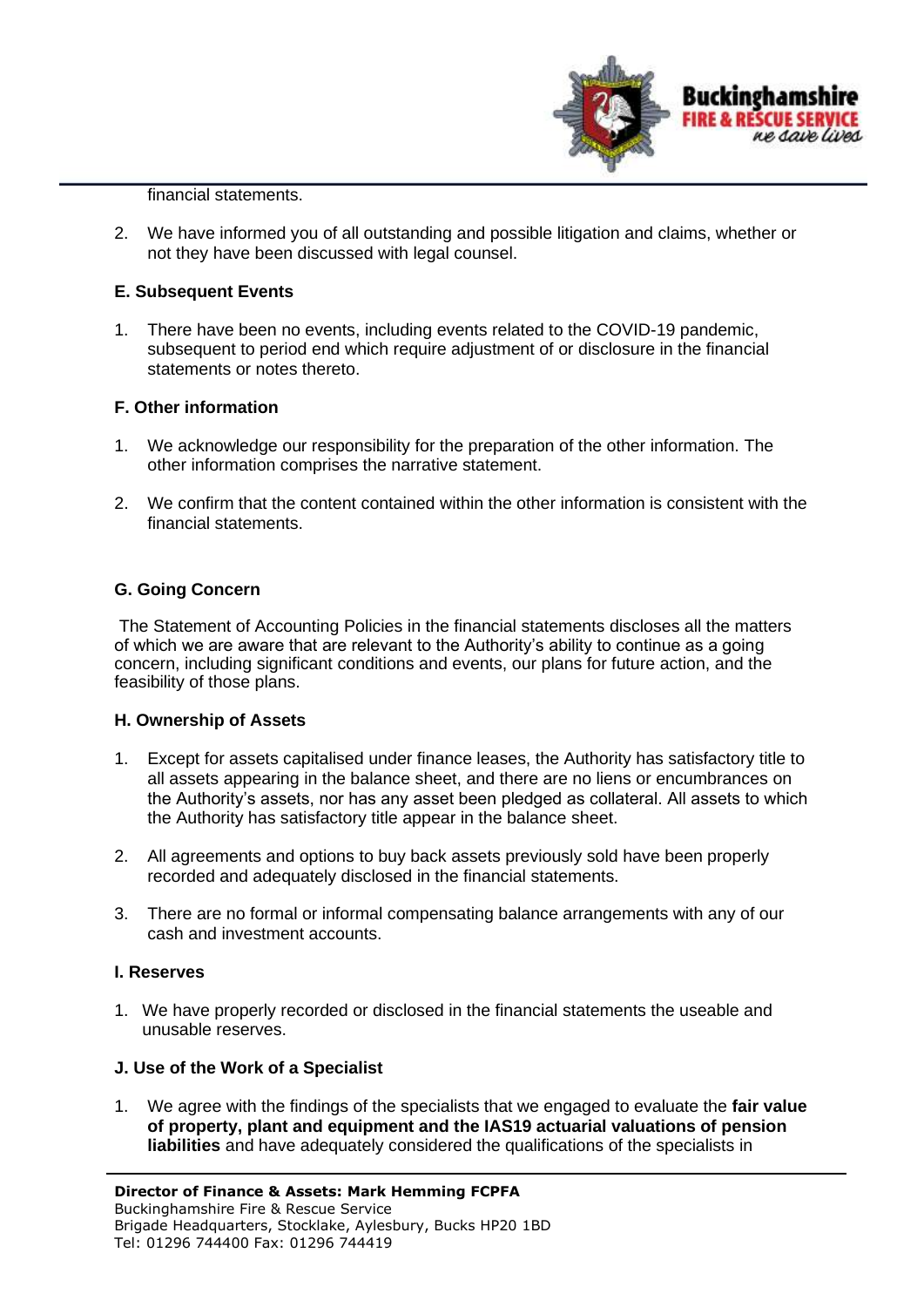financial statements.

2. We have informed you of all outstanding and possible litigation and claims, whether or not they have been discussed with legal counsel.

**E. Subsequent Events**

1. There have been no events, including events related to the COVID-19 pandemic, subsequent to period end which require adjustment of or disclosure in the financial statements or notes thereto.

**F. Other information**

1. We acknowledge our responsibility for the preparation of the other information. The other information comprises the narrative statement.

2. We confirm that the content contained within the other information is consistent with the financial statements.

**G. Going Concern**

The Statement of Accounting Policies in the financial statements discloses all the matters of which we are aware that are relevant to the Authority's ability to continue as a going concern, including significant conditions and events, our plans for future action, and the feasibility of those plans.

**H. Ownership of Assets**

1. Except for assets capitalised under finance leases, the Authority has satisfactory title to all assets appearing in the balance sheet, and there are no liens or encumbrances on the Authority's assets, nor has any asset been pledged as collateral. All assets to which the Authority has satisfactory title appear in the balance sheet.

2. All agreements and options to buy back assets previously sold have been properly recorded and adequately disclosed in the financial statements.

3. There are no formal or informal compensating balance arrangements with any of our cash and investment accounts.

**I. Reserves**

1. We have properly recorded or disclosed in the financial statements the useable and unusable reserves.

**J. Use of the Work of a Specialist**

1. We agree with the findings of the specialists that we engaged to evaluate the **fair value of property, plant and equipment and the IAS19 actuarial valuations of pension liabilities** and have adequately considered the qualifications of the specialists in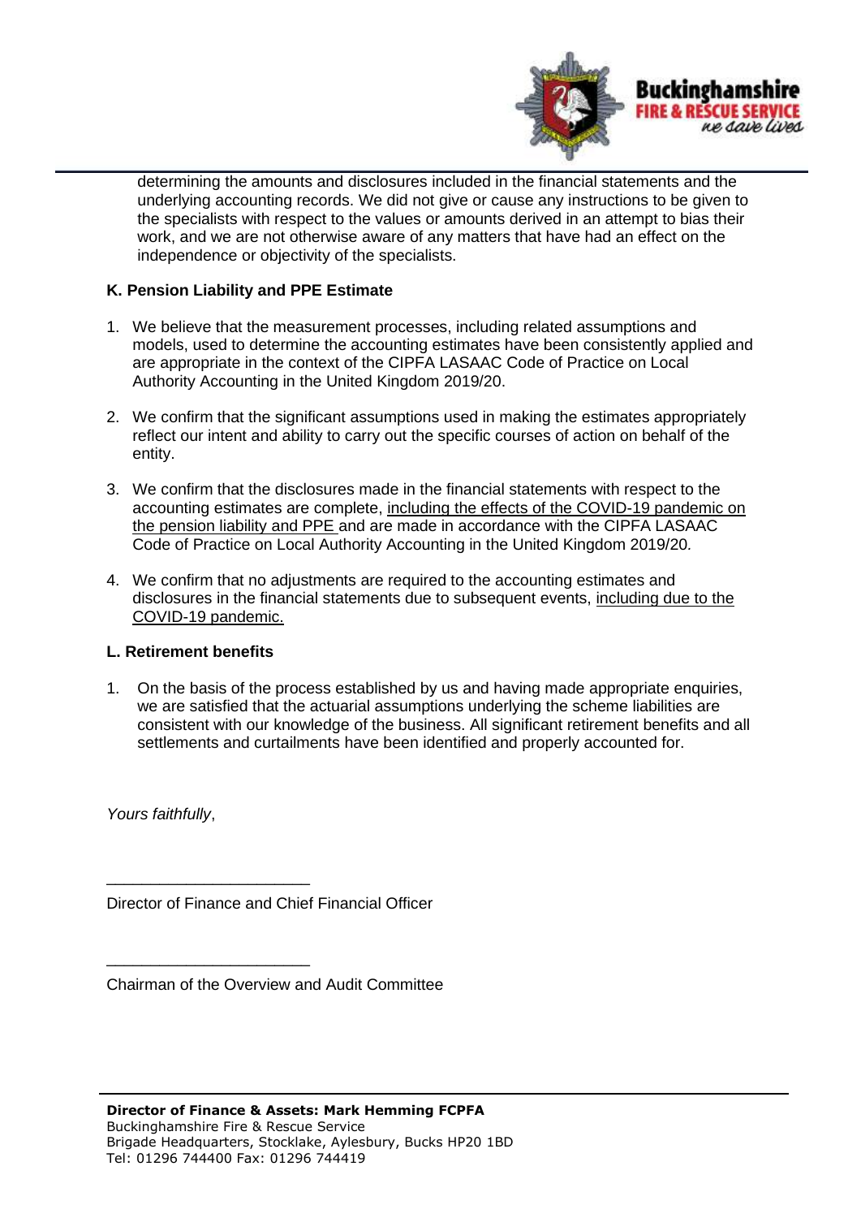determining the amounts and disclosures included in the financial statements and the underlying accounting records. We did not give or cause any instructions to be given to the specialists with respect to the values or amounts derived in an attempt to bias their work, and we are not otherwise aware of any matters that have had an effect on the independence or objectivity of the specialists.

**K. Pension Liability and PPE Estimate**

1. We believe that the measurement processes, including related assumptions and models, used to determine the accounting estimates have been consistently applied and are appropriate in the context of the CIPFA LASAAC Code of Practice on Local Authority Accounting in the United Kingdom 2019/20.

2. We confirm that the significant assumptions used in making the estimates appropriately reflect our intent and ability to carry out the specific courses of action on behalf of the entity.

3. We confirm that the disclosures made in the financial statements with respect to the accounting estimates are complete, <u>including the effects of the COVID-19 pandemic on the pension liability and PPE</u> and are made in accordance with the CIPFA LASAAC Code of Practice on Local Authority Accounting in the United Kingdom 2019/20.

4. We confirm that no adjustments are required to the accounting estimates and disclosures in the financial statements due to subsequent events, <u>including due to the COVID-19 pandemic.</u>

**L. Retirement benefits**

1. On the basis of the process established by us and having made appropriate enquiries, we are satisfied that the actuarial assumptions underlying the scheme liabilities are consistent with our knowledge of the business. All significant retirement benefits and all settlements and curtailments have been identified and properly accounted for.

*Yours faithfully*,

\_\_\_\_\_\_\_\_\_\_\_\_\_\_\_\_\_\_\_\_\_\_\_

Director of Finance and Chief Financial Officer

\_\_\_\_\_\_\_\_\_\_\_\_\_\_\_\_\_\_\_\_\_\_\_

Chairman of the Overview and Audit Committee